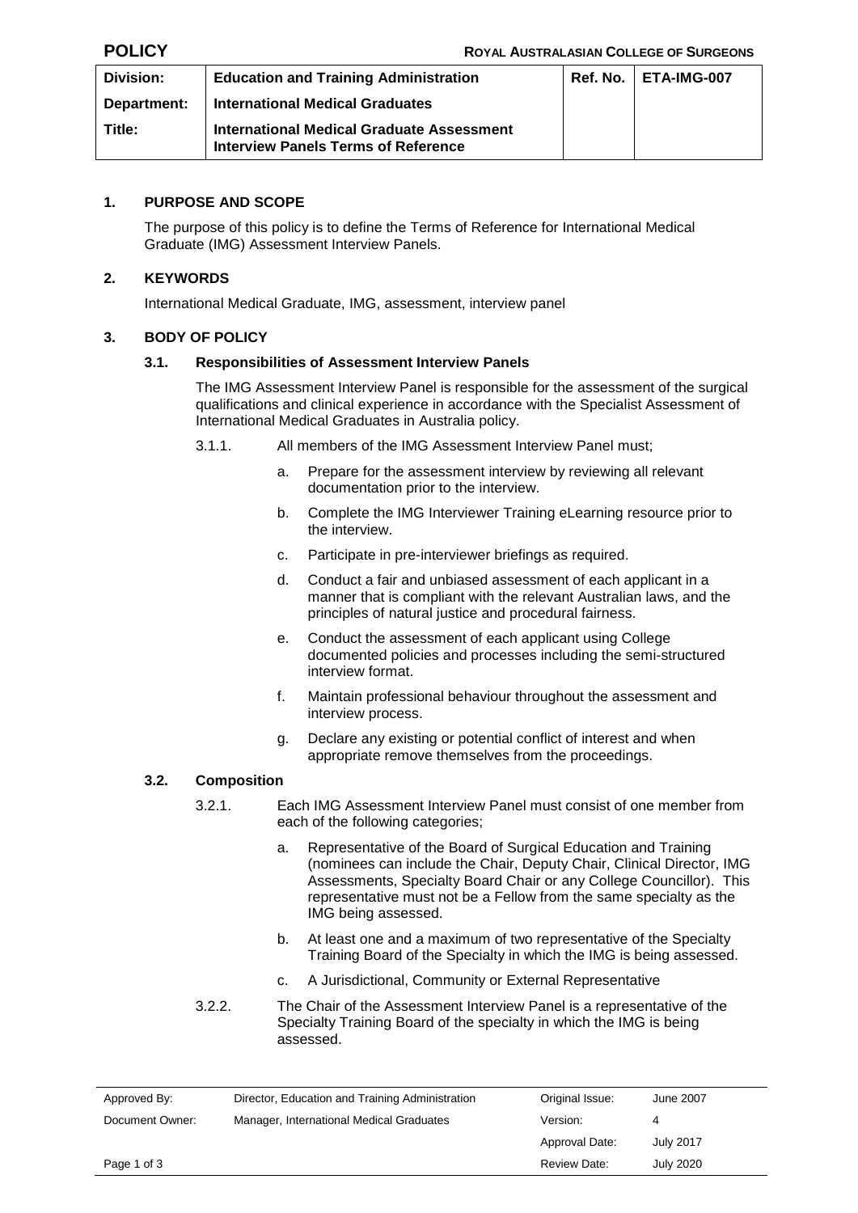**POLICY** **ROYAL AUSTRALASIAN COLLEGE OF SURGEONS**

| Division: | Education and Training Administration | Ref. No. | ETA-IMG-007 |
|---|---|---|---|
| Department: | International Medical Graduates | | |
| Title: | International Medical Graduate Assessment Interview Panels Terms of Reference | | |

## 1. PURPOSE AND SCOPE

The purpose of this policy is to define the Terms of Reference for International Medical Graduate (IMG) Assessment Interview Panels.

## 2. KEYWORDS

International Medical Graduate, IMG, assessment, interview panel

## 3. BODY OF POLICY

### 3.1. Responsibilities of Assessment Interview Panels

The IMG Assessment Interview Panel is responsible for the assessment of the surgical qualifications and clinical experience in accordance with the Specialist Assessment of International Medical Graduates in Australia policy.

3.1.1. All members of the IMG Assessment Interview Panel must;

a. Prepare for the assessment interview by reviewing all relevant documentation prior to the interview.

b. Complete the IMG Interviewer Training eLearning resource prior to the interview.

c. Participate in pre-interviewer briefings as required.

d. Conduct a fair and unbiased assessment of each applicant in a manner that is compliant with the relevant Australian laws, and the principles of natural justice and procedural fairness.

e. Conduct the assessment of each applicant using College documented policies and processes including the semi-structured interview format.

f. Maintain professional behaviour throughout the assessment and interview process.

g. Declare any existing or potential conflict of interest and when appropriate remove themselves from the proceedings.

### 3.2. Composition

3.2.1. Each IMG Assessment Interview Panel must consist of one member from each of the following categories;

a. Representative of the Board of Surgical Education and Training (nominees can include the Chair, Deputy Chair, Clinical Director, IMG Assessments, Specialty Board Chair or any College Councillor). This representative must not be a Fellow from the same specialty as the IMG being assessed.

b. At least one and a maximum of two representative of the Specialty Training Board of the Specialty in which the IMG is being assessed.

c. A Jurisdictional, Community or External Representative

3.2.2. The Chair of the Assessment Interview Panel is a representative of the Specialty Training Board of the specialty in which the IMG is being assessed.

| Approved By: | Director, Education and Training Administration | Original Issue: | June 2007 |
|---|---|---|---|
| Document Owner: | Manager, International Medical Graduates | Version: | 4 |
| | | Approval Date: | July 2017 |
| | | Review Date: | July 2020 |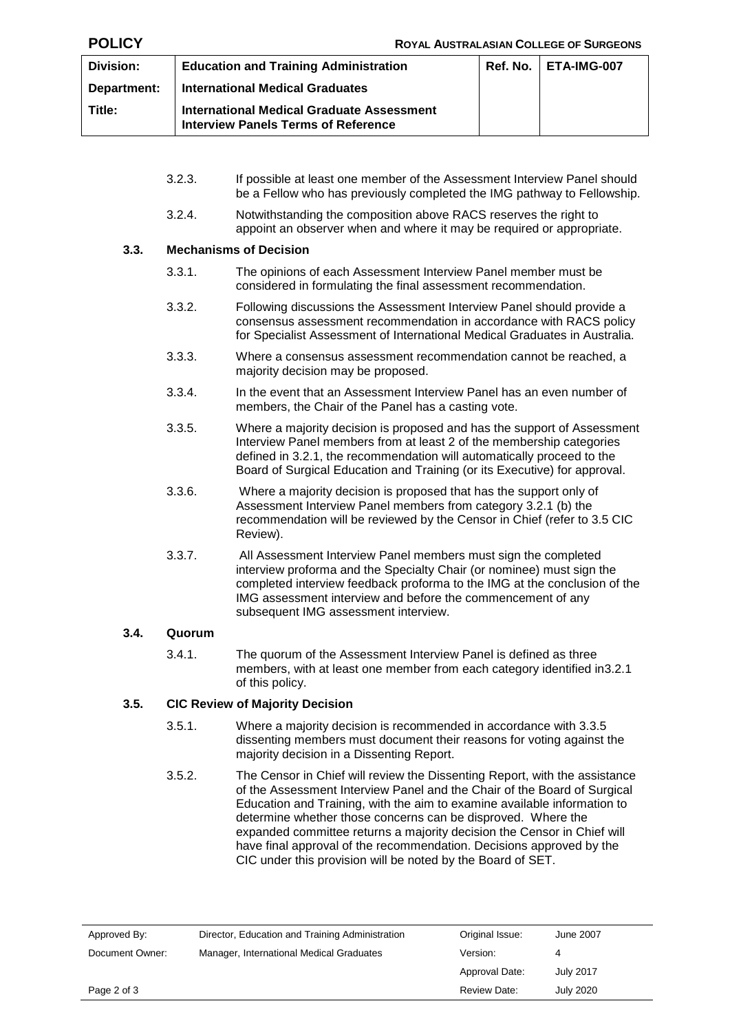3.2.3. If possible at least one member of the Assessment Interview Panel should be a Fellow who has previously completed the IMG pathway to Fellowship.

3.2.4. Notwithstanding the composition above RACS reserves the right to appoint an observer when and where it may be required or appropriate.

### 3.3. Mechanisms of Decision

3.3.1. The opinions of each Assessment Interview Panel member must be considered in formulating the final assessment recommendation.

3.3.2. Following discussions the Assessment Interview Panel should provide a consensus assessment recommendation in accordance with RACS policy for Specialist Assessment of International Medical Graduates in Australia.

3.3.3. Where a consensus assessment recommendation cannot be reached, a majority decision may be proposed.

3.3.4. In the event that an Assessment Interview Panel has an even number of members, the Chair of the Panel has a casting vote.

3.3.5. Where a majority decision is proposed and has the support of Assessment Interview Panel members from at least 2 of the membership categories defined in 3.2.1, the recommendation will automatically proceed to the Board of Surgical Education and Training (or its Executive) for approval.

3.3.6. Where a majority decision is proposed that has the support only of Assessment Interview Panel members from category 3.2.1 (b) the recommendation will be reviewed by the Censor in Chief (refer to 3.5 CIC Review).

3.3.7. All Assessment Interview Panel members must sign the completed interview proforma and the Specialty Chair (or nominee) must sign the completed interview feedback proforma to the IMG at the conclusion of the IMG assessment interview and before the commencement of any subsequent IMG assessment interview.

### 3.4. Quorum

3.4.1. The quorum of the Assessment Interview Panel is defined as three members, with at least one member from each category identified in3.2.1 of this policy.

### 3.5. CIC Review of Majority Decision

3.5.1. Where a majority decision is recommended in accordance with 3.3.5 dissenting members must document their reasons for voting against the majority decision in a Dissenting Report.

3.5.2. The Censor in Chief will review the Dissenting Report, with the assistance of the Assessment Interview Panel and the Chair of the Board of Surgical Education and Training, with the aim to examine available information to determine whether those concerns can be disproved. Where the expanded committee returns a majority decision the Censor in Chief will have final approval of the recommendation. Decisions approved by the CIC under this provision will be noted by the Board of SET.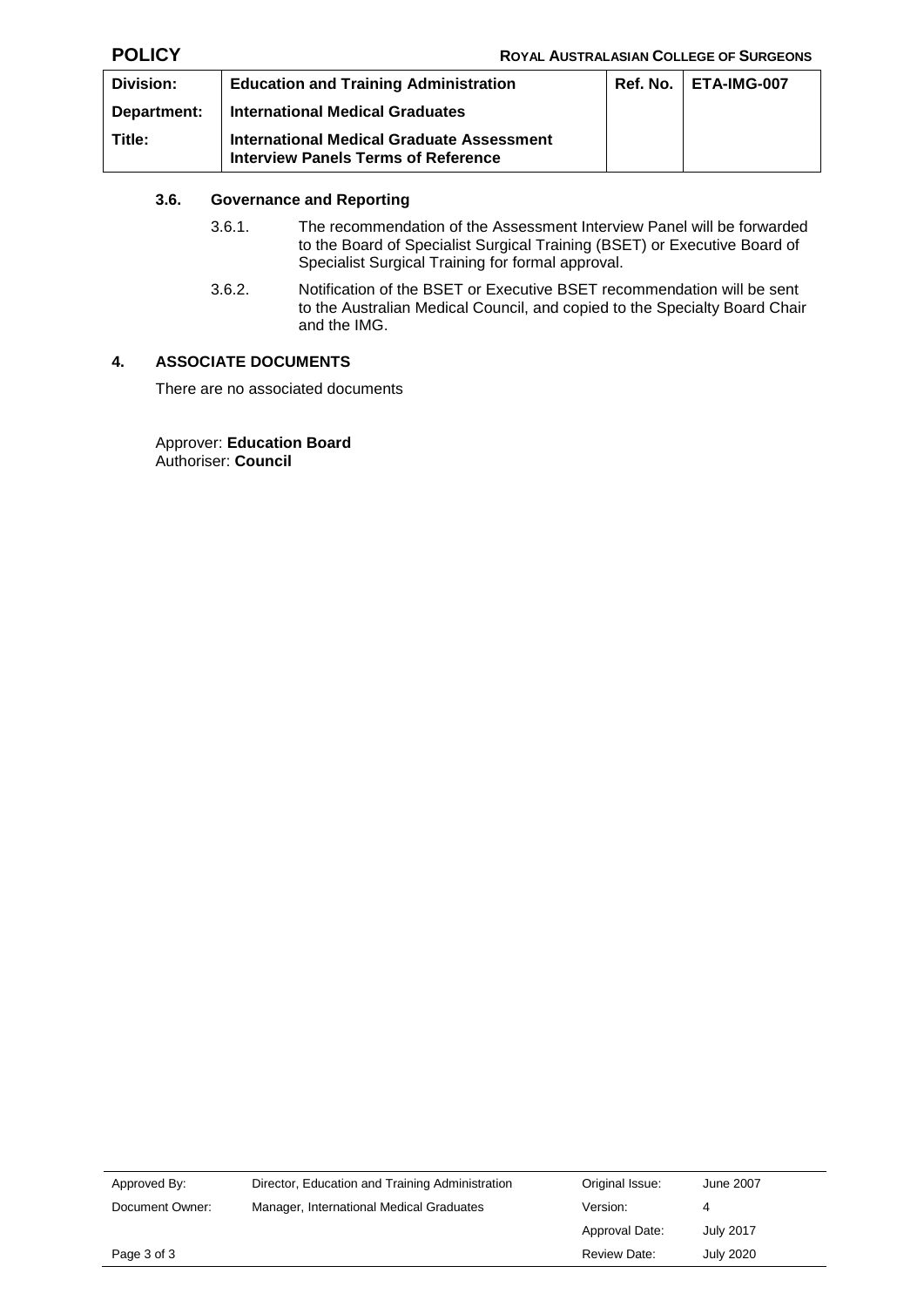### 3.6. Governance and Reporting

3.6.1. The recommendation of the Assessment Interview Panel will be forwarded to the Board of Specialist Surgical Training (BSET) or Executive Board of Specialist Surgical Training for formal approval.

3.6.2. Notification of the BSET or Executive BSET recommendation will be sent to the Australian Medical Council, and copied to the Specialty Board Chair and the IMG.

## 4. ASSOCIATE DOCUMENTS

There are no associated documents

Approver: **Education Board**
Authoriser: **Council**